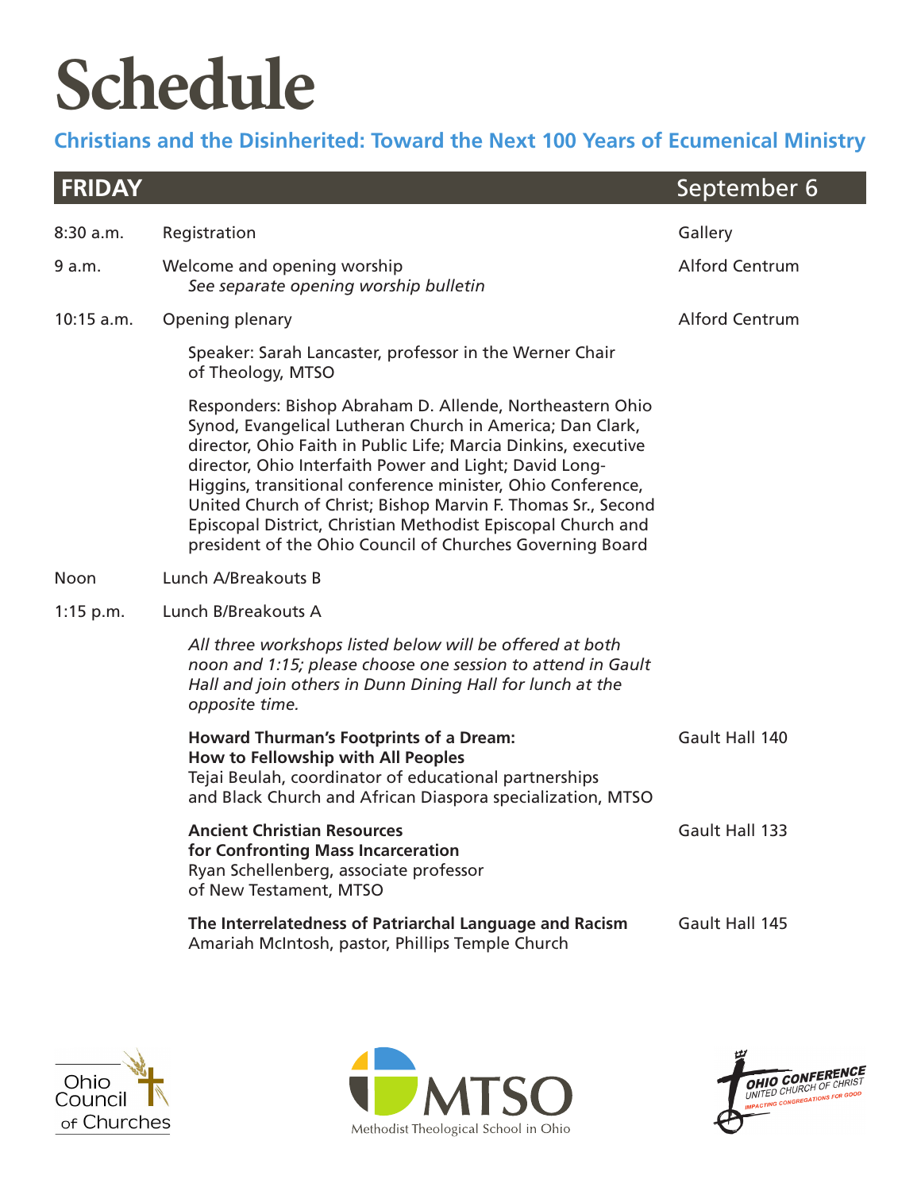# Schedule

## Christians and the Disinherited: Toward the Next 100 Years of Ecumenical Ministry

## FRIDAY — September 6

| | | |
|---|---|---|
| 8:30 a.m. | Registration | Gallery |
| 9 a.m. | Welcome and opening worship<br>*See separate opening worship bulletin* | Alford Centrum |
| 10:15 a.m. | Opening plenary | Alford Centrum |

Speaker: Sarah Lancaster, professor in the Werner Chair of Theology, MTSO

Responders: Bishop Abraham D. Allende, Northeastern Ohio Synod, Evangelical Lutheran Church in America; Dan Clark, director, Ohio Faith in Public Life; Marcia Dinkins, executive director, Ohio Interfaith Power and Light; David Long-Higgins, transitional conference minister, Ohio Conference, United Church of Christ; Bishop Marvin F. Thomas Sr., Second Episcopal District, Christian Methodist Episcopal Church and president of the Ohio Council of Churches Governing Board

| | | |
|---|---|---|
| Noon | Lunch A/Breakouts B | |
| 1:15 p.m. | Lunch B/Breakouts A | |

*All three workshops listed below will be offered at both noon and 1:15; please choose one session to attend in Gault Hall and join others in Dunn Dining Hall for lunch at the opposite time.*

**Howard Thurman's Footprints of a Dream: How to Fellowship with All Peoples** — Gault Hall 140
Tejai Beulah, coordinator of educational partnerships and Black Church and African Diaspora specialization, MTSO

**Ancient Christian Resources for Confronting Mass Incarceration** — Gault Hall 133
Ryan Schellenberg, associate professor of New Testament, MTSO

**The Interrelatedness of Patriarchal Language and Racism** — Gault Hall 145
Amariah McIntosh, pastor, Phillips Temple Church

Ohio Council of Churches

MTSO — Methodist Theological School in Ohio

Ohio Conference — United Church of Christ — Impacting Congregations for Good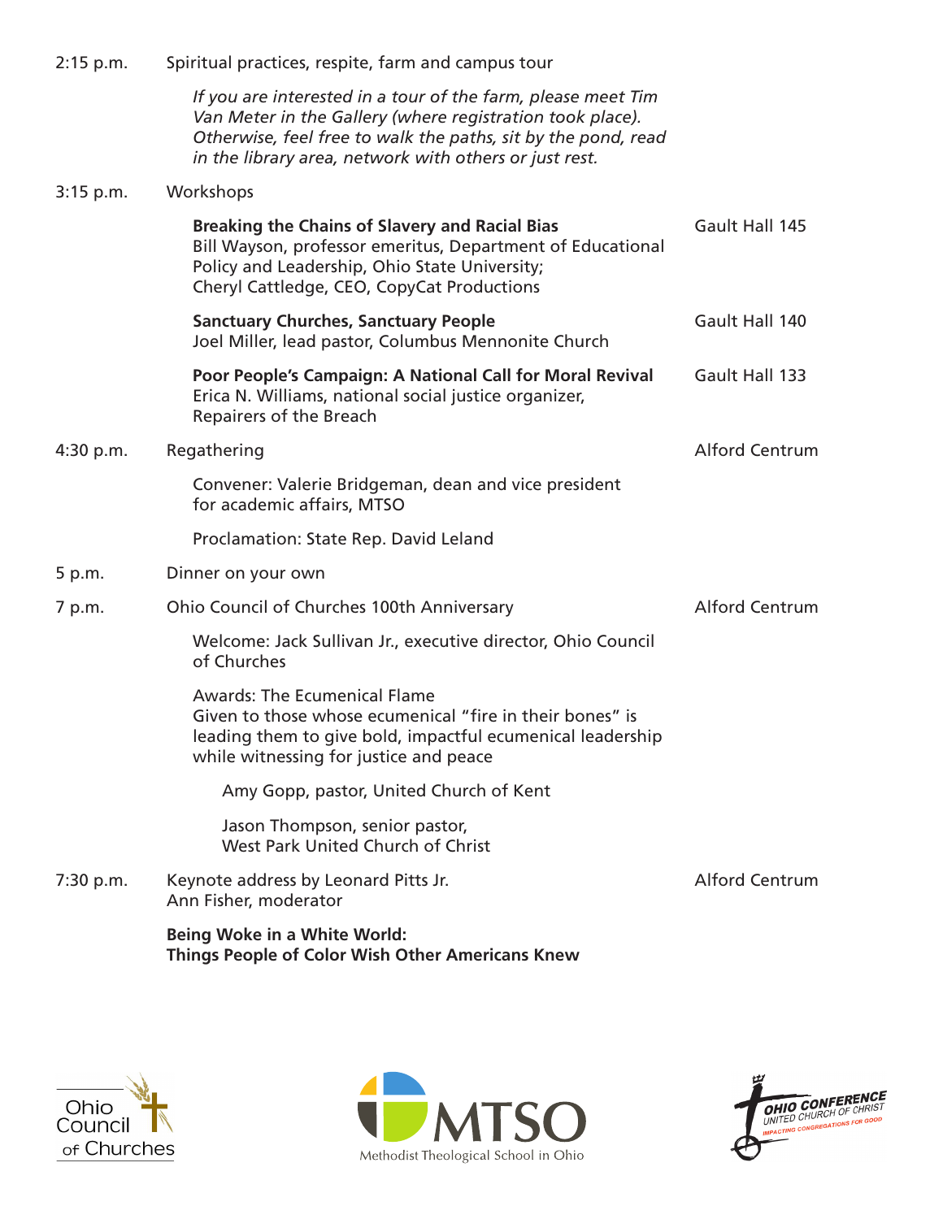2:15 p.m. Spiritual practices, respite, farm and campus tour

*If you are interested in a tour of the farm, please meet Tim Van Meter in the Gallery (where registration took place). Otherwise, feel free to walk the paths, sit by the pond, read in the library area, network with others or just rest.*

3:15 p.m. Workshops

**Breaking the Chains of Slavery and Racial Bias** — Gault Hall 145
Bill Wayson, professor emeritus, Department of Educational Policy and Leadership, Ohio State University;
Cheryl Cattledge, CEO, CopyCat Productions

**Sanctuary Churches, Sanctuary People** — Gault Hall 140
Joel Miller, lead pastor, Columbus Mennonite Church

**Poor People's Campaign: A National Call for Moral Revival** — Gault Hall 133
Erica N. Williams, national social justice organizer, Repairers of the Breach

4:30 p.m. Regathering — Alford Centrum

Convener: Valerie Bridgeman, dean and vice president for academic affairs, MTSO

Proclamation: State Rep. David Leland

5 p.m. Dinner on your own

7 p.m. Ohio Council of Churches 100th Anniversary — Alford Centrum

Welcome: Jack Sullivan Jr., executive director, Ohio Council of Churches

Awards: The Ecumenical Flame
Given to those whose ecumenical "fire in their bones" is leading them to give bold, impactful ecumenical leadership while witnessing for justice and peace

Amy Gopp, pastor, United Church of Kent

Jason Thompson, senior pastor, West Park United Church of Christ

7:30 p.m. Keynote address by Leonard Pitts Jr. — Alford Centrum
Ann Fisher, moderator

**Being Woke in a White World: Things People of Color Wish Other Americans Knew**

Ohio Council of Churches

MTSO Methodist Theological School in Ohio

OHIO CONFERENCE UNITED CHURCH OF CHRIST IMPACTING CONGREGATIONS FOR GOOD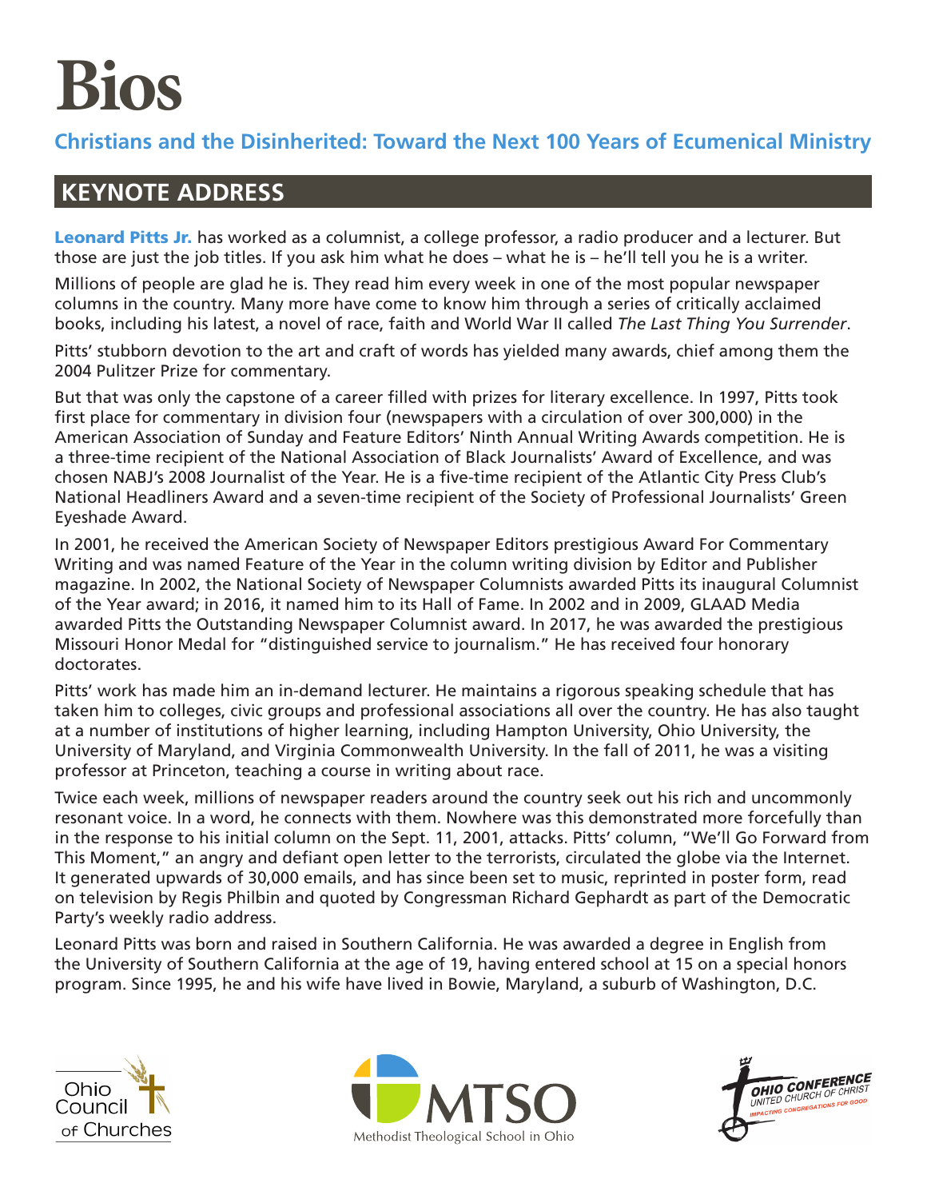# Bios

## Christians and the Disinherited: Toward the Next 100 Years of Ecumenical Ministry

## KEYNOTE ADDRESS

**Leonard Pitts Jr.** has worked as a columnist, a college professor, a radio producer and a lecturer. But those are just the job titles. If you ask him what he does – what he is – he'll tell you he is a writer.

Millions of people are glad he is. They read him every week in one of the most popular newspaper columns in the country. Many more have come to know him through a series of critically acclaimed books, including his latest, a novel of race, faith and World War II called *The Last Thing You Surrender*.

Pitts' stubborn devotion to the art and craft of words has yielded many awards, chief among them the 2004 Pulitzer Prize for commentary.

But that was only the capstone of a career filled with prizes for literary excellence. In 1997, Pitts took first place for commentary in division four (newspapers with a circulation of over 300,000) in the American Association of Sunday and Feature Editors' Ninth Annual Writing Awards competition. He is a three-time recipient of the National Association of Black Journalists' Award of Excellence, and was chosen NABJ's 2008 Journalist of the Year. He is a five-time recipient of the Atlantic City Press Club's National Headliners Award and a seven-time recipient of the Society of Professional Journalists' Green Eyeshade Award.

In 2001, he received the American Society of Newspaper Editors prestigious Award For Commentary Writing and was named Feature of the Year in the column writing division by Editor and Publisher magazine. In 2002, the National Society of Newspaper Columnists awarded Pitts its inaugural Columnist of the Year award; in 2016, it named him to its Hall of Fame. In 2002 and in 2009, GLAAD Media awarded Pitts the Outstanding Newspaper Columnist award. In 2017, he was awarded the prestigious Missouri Honor Medal for "distinguished service to journalism." He has received four honorary doctorates.

Pitts' work has made him an in-demand lecturer. He maintains a rigorous speaking schedule that has taken him to colleges, civic groups and professional associations all over the country. He has also taught at a number of institutions of higher learning, including Hampton University, Ohio University, the University of Maryland, and Virginia Commonwealth University. In the fall of 2011, he was a visiting professor at Princeton, teaching a course in writing about race.

Twice each week, millions of newspaper readers around the country seek out his rich and uncommonly resonant voice. In a word, he connects with them. Nowhere was this demonstrated more forcefully than in the response to his initial column on the Sept. 11, 2001, attacks. Pitts' column, "We'll Go Forward from This Moment," an angry and defiant open letter to the terrorists, circulated the globe via the Internet. It generated upwards of 30,000 emails, and has since been set to music, reprinted in poster form, read on television by Regis Philbin and quoted by Congressman Richard Gephardt as part of the Democratic Party's weekly radio address.

Leonard Pitts was born and raised in Southern California. He was awarded a degree in English from the University of Southern California at the age of 19, having entered school at 15 on a special honors program. Since 1995, he and his wife have lived in Bowie, Maryland, a suburb of Washington, D.C.

Ohio Council of Churches

MTSO Methodist Theological School in Ohio

Ohio Conference United Church of Christ — Impacting Congregations for Good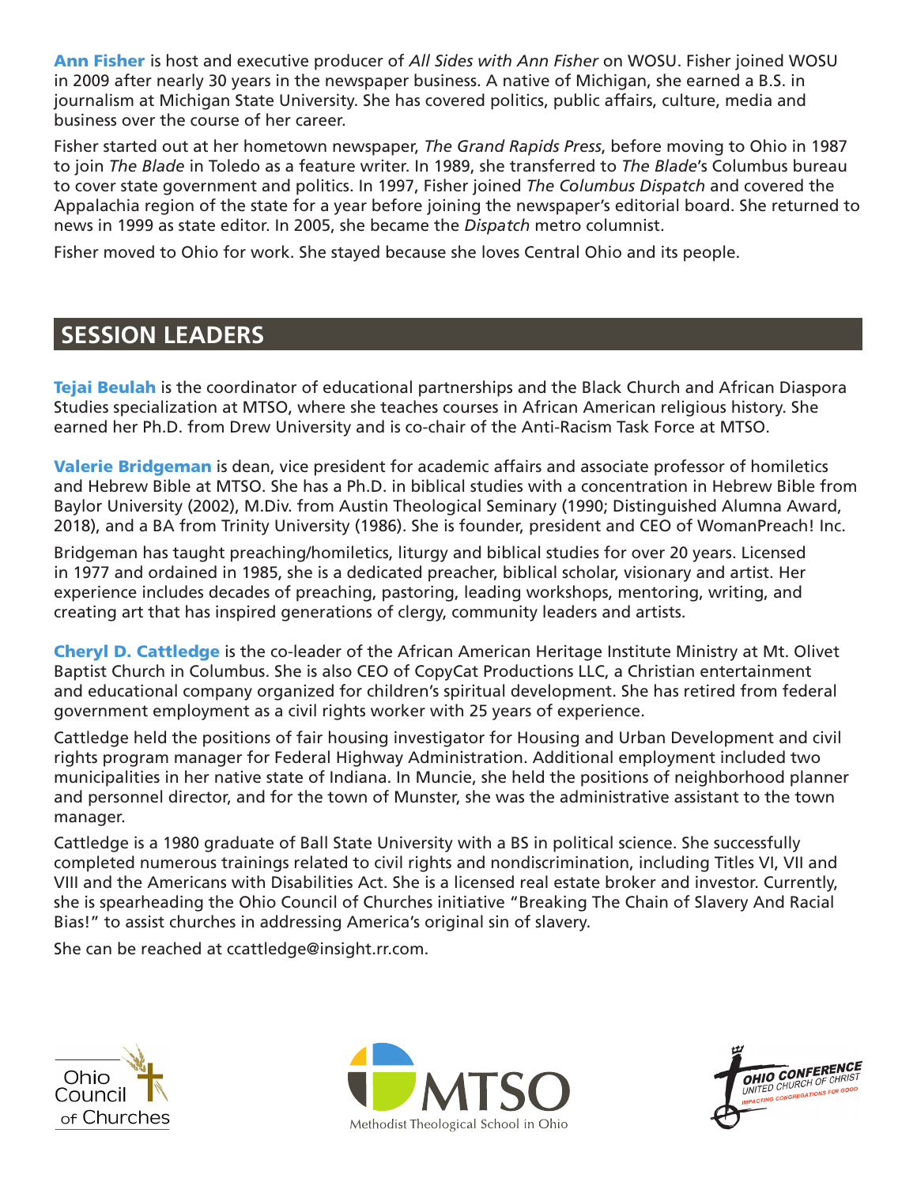**Ann Fisher** is host and executive producer of *All Sides with Ann Fisher* on WOSU. Fisher joined WOSU in 2009 after nearly 30 years in the newspaper business. A native of Michigan, she earned a B.S. in journalism at Michigan State University. She has covered politics, public affairs, culture, media and business over the course of her career.

Fisher started out at her hometown newspaper, *The Grand Rapids Press*, before moving to Ohio in 1987 to join *The Blade* in Toledo as a feature writer. In 1989, she transferred to *The Blade*'s Columbus bureau to cover state government and politics. In 1997, Fisher joined *The Columbus Dispatch* and covered the Appalachia region of the state for a year before joining the newspaper's editorial board. She returned to news in 1999 as state editor. In 2005, she became the *Dispatch* metro columnist.

Fisher moved to Ohio for work. She stayed because she loves Central Ohio and its people.

## SESSION LEADERS

**Tejai Beulah** is the coordinator of educational partnerships and the Black Church and African Diaspora Studies specialization at MTSO, where she teaches courses in African American religious history. She earned her Ph.D. from Drew University and is co-chair of the Anti-Racism Task Force at MTSO.

**Valerie Bridgeman** is dean, vice president for academic affairs and associate professor of homiletics and Hebrew Bible at MTSO. She has a Ph.D. in biblical studies with a concentration in Hebrew Bible from Baylor University (2002), M.Div. from Austin Theological Seminary (1990; Distinguished Alumna Award, 2018), and a BA from Trinity University (1986). She is founder, president and CEO of WomanPreach! Inc.

Bridgeman has taught preaching/homiletics, liturgy and biblical studies for over 20 years. Licensed in 1977 and ordained in 1985, she is a dedicated preacher, biblical scholar, visionary and artist. Her experience includes decades of preaching, pastoring, leading workshops, mentoring, writing, and creating art that has inspired generations of clergy, community leaders and artists.

**Cheryl D. Cattledge** is the co-leader of the African American Heritage Institute Ministry at Mt. Olivet Baptist Church in Columbus. She is also CEO of CopyCat Productions LLC, a Christian entertainment and educational company organized for children's spiritual development. She has retired from federal government employment as a civil rights worker with 25 years of experience.

Cattledge held the positions of fair housing investigator for Housing and Urban Development and civil rights program manager for Federal Highway Administration. Additional employment included two municipalities in her native state of Indiana. In Muncie, she held the positions of neighborhood planner and personnel director, and for the town of Munster, she was the administrative assistant to the town manager.

Cattledge is a 1980 graduate of Ball State University with a BS in political science. She successfully completed numerous trainings related to civil rights and nondiscrimination, including Titles VI, VII and VIII and the Americans with Disabilities Act. She is a licensed real estate broker and investor. Currently, she is spearheading the Ohio Council of Churches initiative "Breaking The Chain of Slavery And Racial Bias!" to assist churches in addressing America's original sin of slavery.

She can be reached at ccattledge@insight.rr.com.

Ohio Council of Churches

MTSO Methodist Theological School in Ohio

OHIO CONFERENCE UNITED CHURCH OF CHRIST IMPACTING CONGREGATIONS FOR GOOD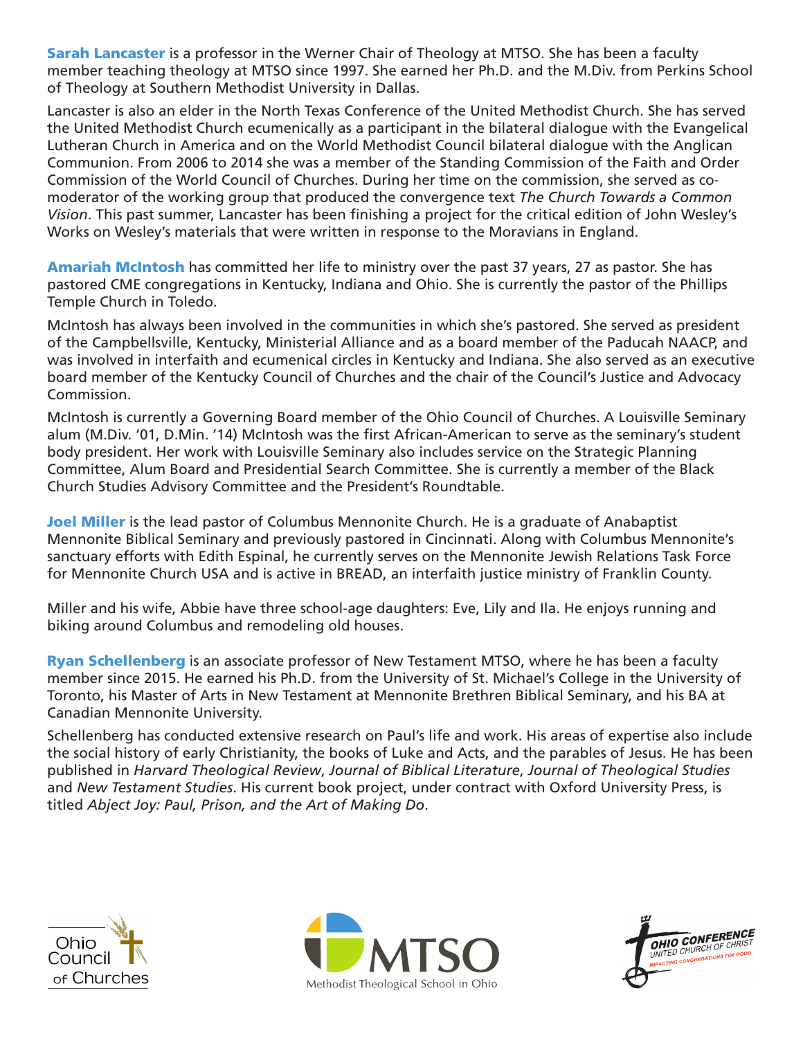**Sarah Lancaster** is a professor in the Werner Chair of Theology at MTSO. She has been a faculty member teaching theology at MTSO since 1997. She earned her Ph.D. and the M.Div. from Perkins School of Theology at Southern Methodist University in Dallas.

Lancaster is also an elder in the North Texas Conference of the United Methodist Church. She has served the United Methodist Church ecumenically as a participant in the bilateral dialogue with the Evangelical Lutheran Church in America and on the World Methodist Council bilateral dialogue with the Anglican Communion. From 2006 to 2014 she was a member of the Standing Commission of the Faith and Order Commission of the World Council of Churches. During her time on the commission, she served as co-moderator of the working group that produced the convergence text *The Church Towards a Common Vision*. This past summer, Lancaster has been finishing a project for the critical edition of John Wesley's Works on Wesley's materials that were written in response to the Moravians in England.

**Amariah McIntosh** has committed her life to ministry over the past 37 years, 27 as pastor. She has pastored CME congregations in Kentucky, Indiana and Ohio. She is currently the pastor of the Phillips Temple Church in Toledo.

McIntosh has always been involved in the communities in which she's pastored. She served as president of the Campbellsville, Kentucky, Ministerial Alliance and as a board member of the Paducah NAACP, and was involved in interfaith and ecumenical circles in Kentucky and Indiana. She also served as an executive board member of the Kentucky Council of Churches and the chair of the Council's Justice and Advocacy Commission.

McIntosh is currently a Governing Board member of the Ohio Council of Churches. A Louisville Seminary alum (M.Div. '01, D.Min. '14) McIntosh was the first African-American to serve as the seminary's student body president. Her work with Louisville Seminary also includes service on the Strategic Planning Committee, Alum Board and Presidential Search Committee. She is currently a member of the Black Church Studies Advisory Committee and the President's Roundtable.

**Joel Miller** is the lead pastor of Columbus Mennonite Church. He is a graduate of Anabaptist Mennonite Biblical Seminary and previously pastored in Cincinnati. Along with Columbus Mennonite's sanctuary efforts with Edith Espinal, he currently serves on the Mennonite Jewish Relations Task Force for Mennonite Church USA and is active in BREAD, an interfaith justice ministry of Franklin County.

Miller and his wife, Abbie have three school-age daughters: Eve, Lily and Ila. He enjoys running and biking around Columbus and remodeling old houses.

**Ryan Schellenberg** is an associate professor of New Testament MTSO, where he has been a faculty member since 2015. He earned his Ph.D. from the University of St. Michael's College in the University of Toronto, his Master of Arts in New Testament at Mennonite Brethren Biblical Seminary, and his BA at Canadian Mennonite University.

Schellenberg has conducted extensive research on Paul's life and work. His areas of expertise also include the social history of early Christianity, the books of Luke and Acts, and the parables of Jesus. He has been published in *Harvard Theological Review*, *Journal of Biblical Literature*, *Journal of Theological Studies* and *New Testament Studies*. His current book project, under contract with Oxford University Press, is titled *Abject Joy: Paul, Prison, and the Art of Making Do*.

Ohio Council of Churches

MTSO Methodist Theological School in Ohio

OHIO CONFERENCE UNITED CHURCH OF CHRIST IMPACTING CONGREGATIONS FOR GOOD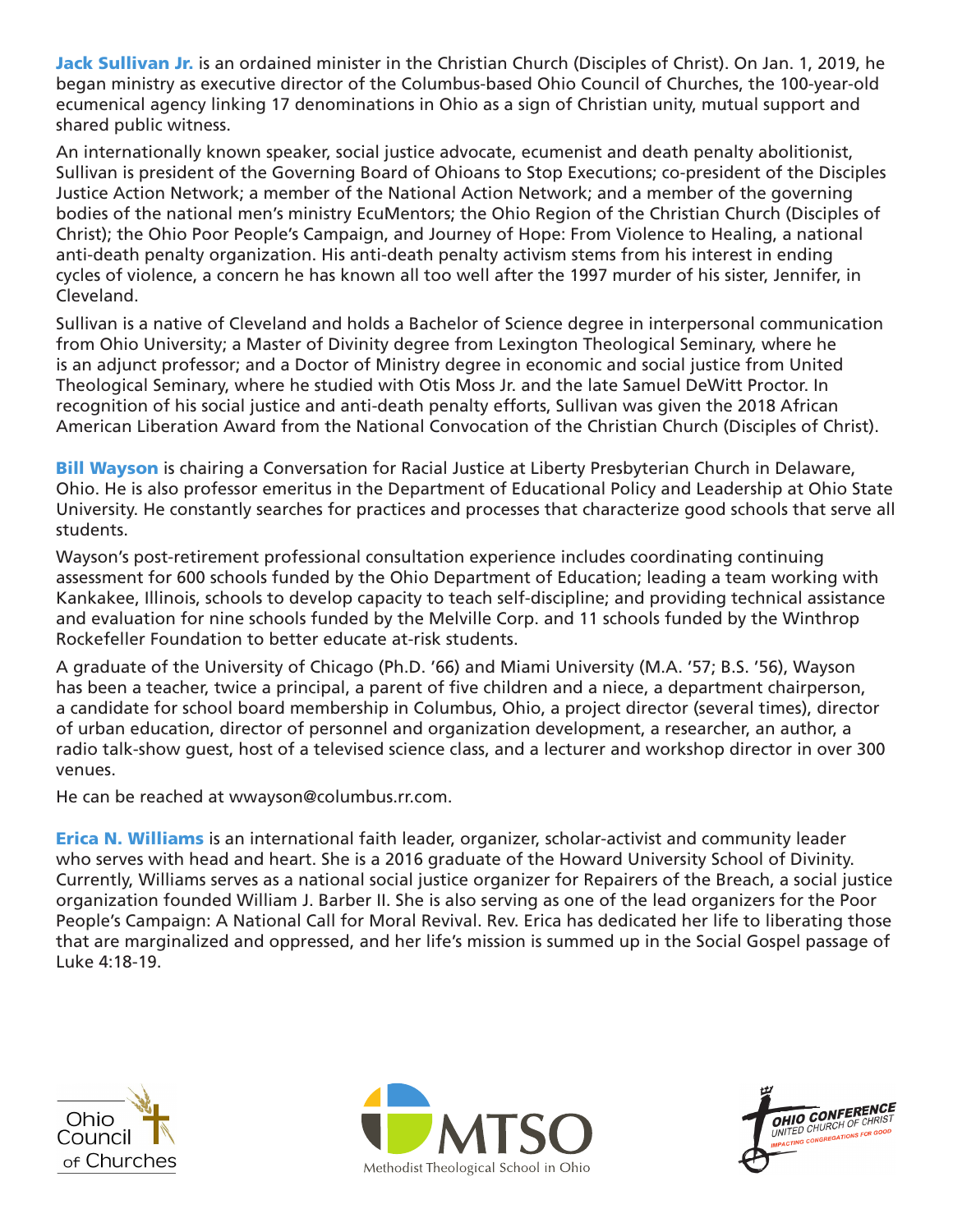**Jack Sullivan Jr.** is an ordained minister in the Christian Church (Disciples of Christ). On Jan. 1, 2019, he began ministry as executive director of the Columbus-based Ohio Council of Churches, the 100-year-old ecumenical agency linking 17 denominations in Ohio as a sign of Christian unity, mutual support and shared public witness.

An internationally known speaker, social justice advocate, ecumenist and death penalty abolitionist, Sullivan is president of the Governing Board of Ohioans to Stop Executions; co-president of the Disciples Justice Action Network; a member of the National Action Network; and a member of the governing bodies of the national men's ministry EcuMentors; the Ohio Region of the Christian Church (Disciples of Christ); the Ohio Poor People's Campaign, and Journey of Hope: From Violence to Healing, a national anti-death penalty organization. His anti-death penalty activism stems from his interest in ending cycles of violence, a concern he has known all too well after the 1997 murder of his sister, Jennifer, in Cleveland.

Sullivan is a native of Cleveland and holds a Bachelor of Science degree in interpersonal communication from Ohio University; a Master of Divinity degree from Lexington Theological Seminary, where he is an adjunct professor; and a Doctor of Ministry degree in economic and social justice from United Theological Seminary, where he studied with Otis Moss Jr. and the late Samuel DeWitt Proctor. In recognition of his social justice and anti-death penalty efforts, Sullivan was given the 2018 African American Liberation Award from the National Convocation of the Christian Church (Disciples of Christ).

**Bill Wayson** is chairing a Conversation for Racial Justice at Liberty Presbyterian Church in Delaware, Ohio. He is also professor emeritus in the Department of Educational Policy and Leadership at Ohio State University. He constantly searches for practices and processes that characterize good schools that serve all students.

Wayson's post-retirement professional consultation experience includes coordinating continuing assessment for 600 schools funded by the Ohio Department of Education; leading a team working with Kankakee, Illinois, schools to develop capacity to teach self-discipline; and providing technical assistance and evaluation for nine schools funded by the Melville Corp. and 11 schools funded by the Winthrop Rockefeller Foundation to better educate at-risk students.

A graduate of the University of Chicago (Ph.D. '66) and Miami University (M.A. '57; B.S. '56), Wayson has been a teacher, twice a principal, a parent of five children and a niece, a department chairperson, a candidate for school board membership in Columbus, Ohio, a project director (several times), director of urban education, director of personnel and organization development, a researcher, an author, a radio talk-show guest, host of a televised science class, and a lecturer and workshop director in over 300 venues.

He can be reached at wwayson@columbus.rr.com.

**Erica N. Williams** is an international faith leader, organizer, scholar-activist and community leader who serves with head and heart. She is a 2016 graduate of the Howard University School of Divinity. Currently, Williams serves as a national social justice organizer for Repairers of the Breach, a social justice organization founded William J. Barber II. She is also serving as one of the lead organizers for the Poor People's Campaign: A National Call for Moral Revival. Rev. Erica has dedicated her life to liberating those that are marginalized and oppressed, and her life's mission is summed up in the Social Gospel passage of Luke 4:18-19.

Ohio Council of Churches

MTSO Methodist Theological School in Ohio

Ohio Conference United Church of Christ — Impacting Congregations for Good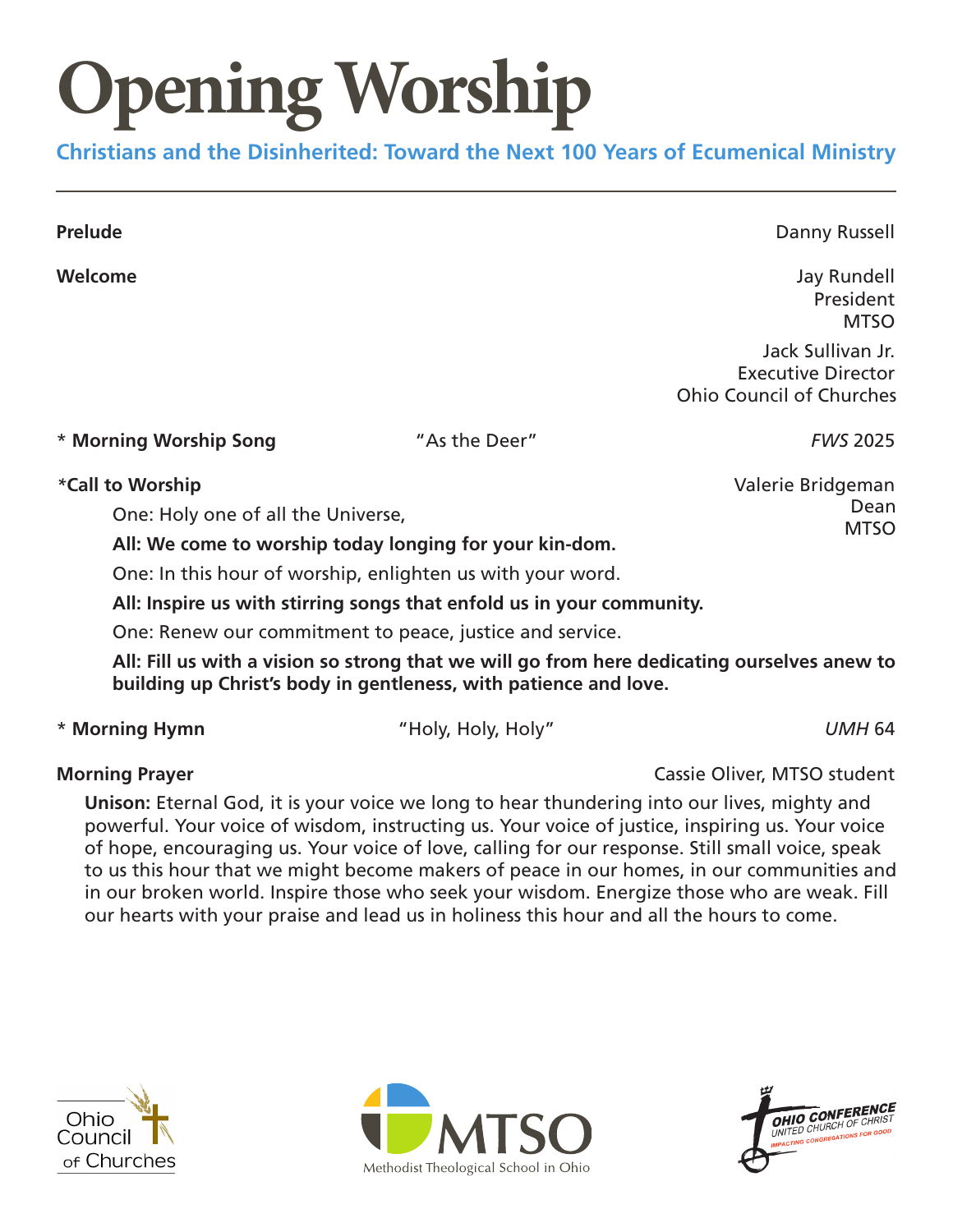# Opening Worship

## Christians and the Disinherited: Toward the Next 100 Years of Ecumenical Ministry

---

**Prelude** — Danny Russell

**Welcome** — Jay Rundell, President, MTSO

Jack Sullivan Jr., Executive Director, Ohio Council of Churches

**\* Morning Worship Song** — "As the Deer" — *FWS* 2025

**\*Call to Worship** — Valerie Bridgeman, Dean, MTSO

One: Holy one of all the Universe,

**All: We come to worship today longing for your kin-dom.**

One: In this hour of worship, enlighten us with your word.

**All: Inspire us with stirring songs that enfold us in your community.**

One: Renew our commitment to peace, justice and service.

**All: Fill us with a vision so strong that we will go from here dedicating ourselves anew to building up Christ's body in gentleness, with patience and love.**

**\* Morning Hymn** — "Holy, Holy, Holy" — *UMH* 64

**Morning Prayer** — Cassie Oliver, MTSO student

**Unison:** Eternal God, it is your voice we long to hear thundering into our lives, mighty and powerful. Your voice of wisdom, instructing us. Your voice of justice, inspiring us. Your voice of hope, encouraging us. Your voice of love, calling for our response. Still small voice, speak to us this hour that we might become makers of peace in our homes, in our communities and in our broken world. Inspire those who seek your wisdom. Energize those who are weak. Fill our hearts with your praise and lead us in holiness this hour and all the hours to come.

Ohio Council of Churches

MTSO Methodist Theological School in Ohio

Ohio Conference United Church of Christ — Impacting Congregations for Good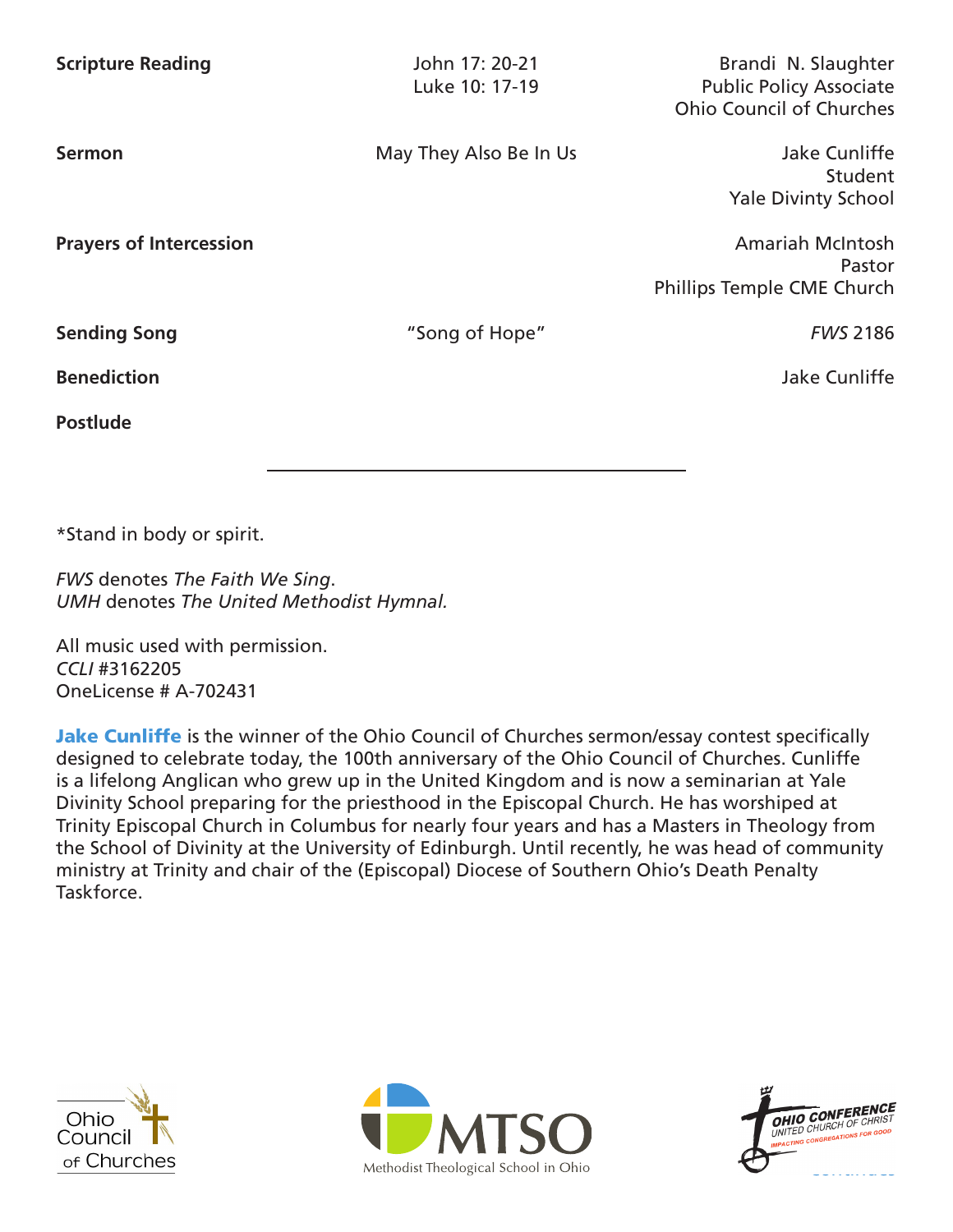**Scripture Reading** — John 17: 20-21, Luke 10: 17-19 — Brandi N. Slaughter, Public Policy Associate, Ohio Council of Churches

**Sermon** — May They Also Be In Us — Jake Cunliffe, Student, Yale Divinty School

**Prayers of Intercession** — Amariah McIntosh, Pastor, Phillips Temple CME Church

**Sending Song** — "Song of Hope" — *FWS* 2186

**Benediction** — Jake Cunliffe

**Postlude**

---

*Stand in body or spirit.

*FWS* denotes *The Faith We Sing*.
*UMH* denotes *The United Methodist Hymnal.*

All music used with permission.
*CCLI* #3162205
OneLicense # A-702431

**Jake Cunliffe** is the winner of the Ohio Council of Churches sermon/essay contest specifically designed to celebrate today, the 100th anniversary of the Ohio Council of Churches. Cunliffe is a lifelong Anglican who grew up in the United Kingdom and is now a seminarian at Yale Divinity School preparing for the priesthood in the Episcopal Church. He has worshiped at Trinity Episcopal Church in Columbus for nearly four years and has a Masters in Theology from the School of Divinity at the University of Edinburgh. Until recently, he was head of community ministry at Trinity and chair of the (Episcopal) Diocese of Southern Ohio's Death Penalty Taskforce.

Ohio Council of Churches

MTSO
Methodist Theological School in Ohio

OHIO CONFERENCE
UNITED CHURCH OF CHRIST
IMPACTING CONGREGATIONS FOR GOOD